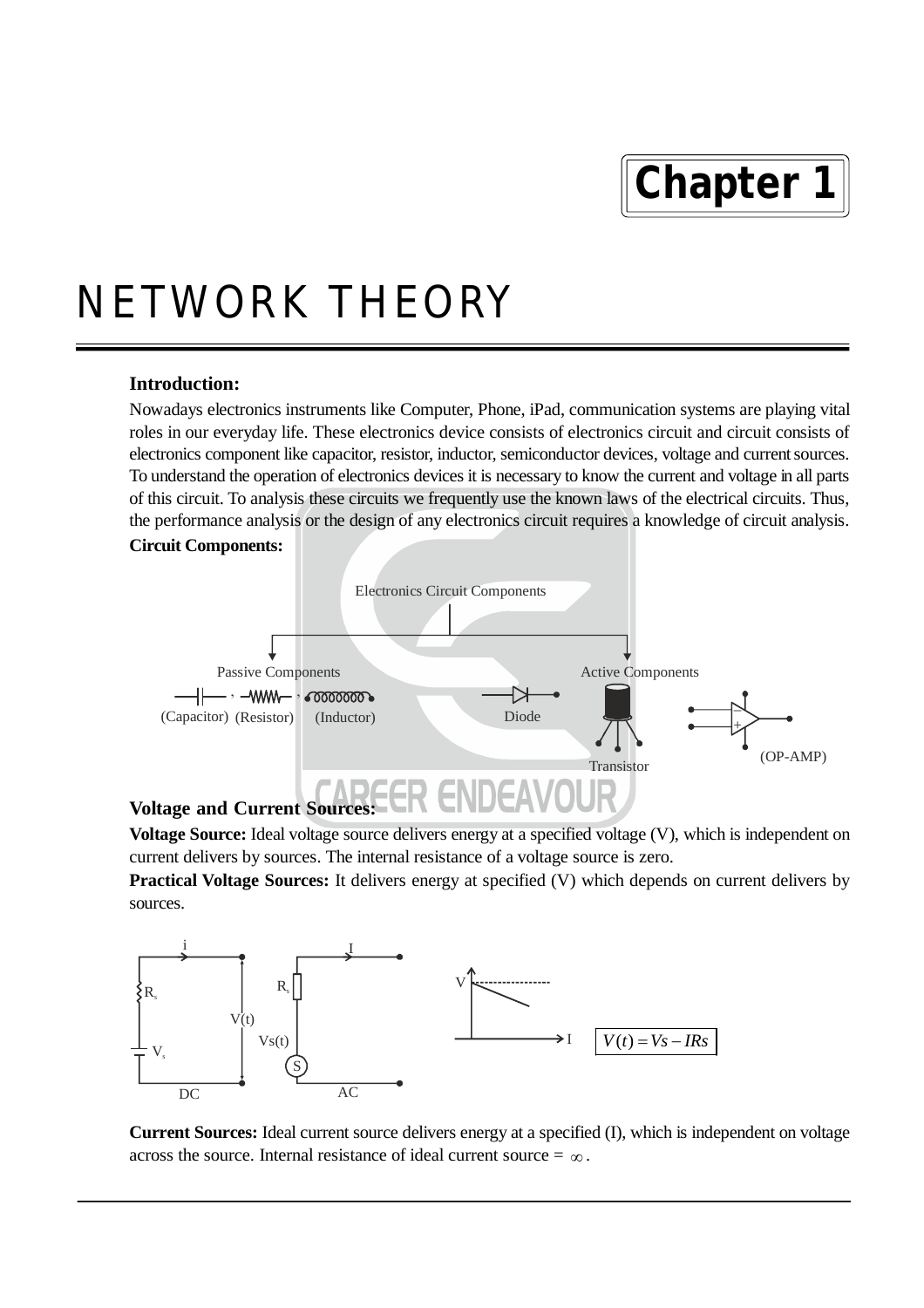# Chapter 1

# NETWORK THEORY

**Introduction:**

Nowadays electronics instruments like Computer, Phone, iPad, communication systems are playing vital roles in our everyday life. These electronics device consists of electronics circuit and circuit consists of electronics component like capacitor, resistor, inductor, semiconductor devices, voltage and current sources. To understand the operation of electronics devices it is necessary to know the current and voltage in all parts of this circuit. To analysis these circuits we frequently use the known laws of the electrical circuits. Thus, the performance analysis or the design of any electronics circuit requires a knowledge of circuit analysis.

**Circuit Components:**

Electronics Circuit Components

Passive Components: (Capacitor), (Resistor), (Inductor)

Active Components: Diode, Transistor, (OP-AMP)

**Voltage and Current Sources:**

**Voltage Source:** Ideal voltage source delivers energy at a specified voltage (V), which is independent on current delivers by sources. The internal resistance of a voltage source is zero.

**Practical Voltage Sources:** It delivers energy at specified (V) which depends on current delivers by sources.

DC: $R_s$, $V_s$, $i$, $V(t)$ AC: $R_s$, $Vs(t)$, $I$

$$V(t) = Vs - IRs$$

**Current Sources:** Ideal current source delivers energy at a specified (I), which is independent on voltage across the source. Internal resistance of ideal current source = $\infty$.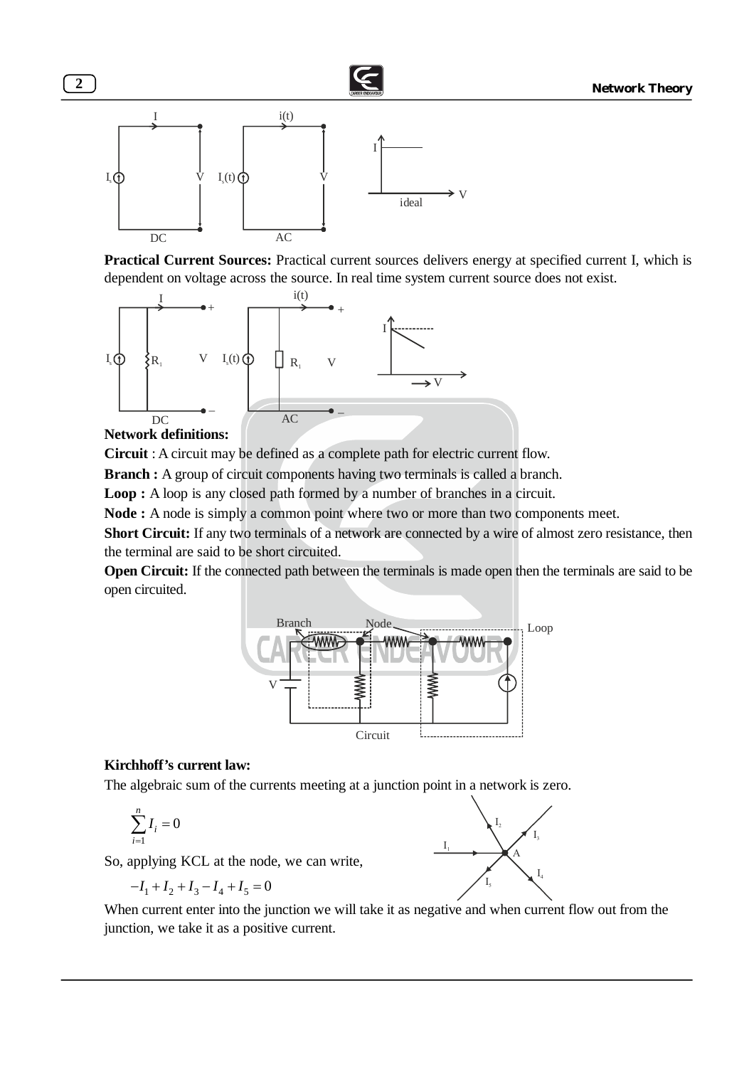**Practical Current Sources:** Practical current sources delivers energy at specified current I, which is dependent on voltage across the source. In real time system current source does not exist.

**Network definitions:**

**Circuit** : A circuit may be defined as a complete path for electric current flow.

**Branch :** A group of circuit components having two terminals is called a branch.

**Loop :** A loop is any closed path formed by a number of branches in a circuit.

**Node :** A node is simply a common point where two or more than two components meet.

**Short Circuit:** If any two terminals of a network are connected by a wire of almost zero resistance, then the terminal are said to be short circuited.

**Open Circuit:** If the connected path between the terminals is made open then the terminals are said to be open circuited.

**Kirchhoff's current law:**

The algebraic sum of the currents meeting at a junction point in a network is zero.

$$\sum_{i=1}^{n} I_i = 0$$

So, applying KCL at the node, we can write,

$$-I_1 + I_2 + I_3 - I_4 + I_5 = 0$$

When current enter into the junction we will take it as negative and when current flow out from the junction, we take it as a positive current.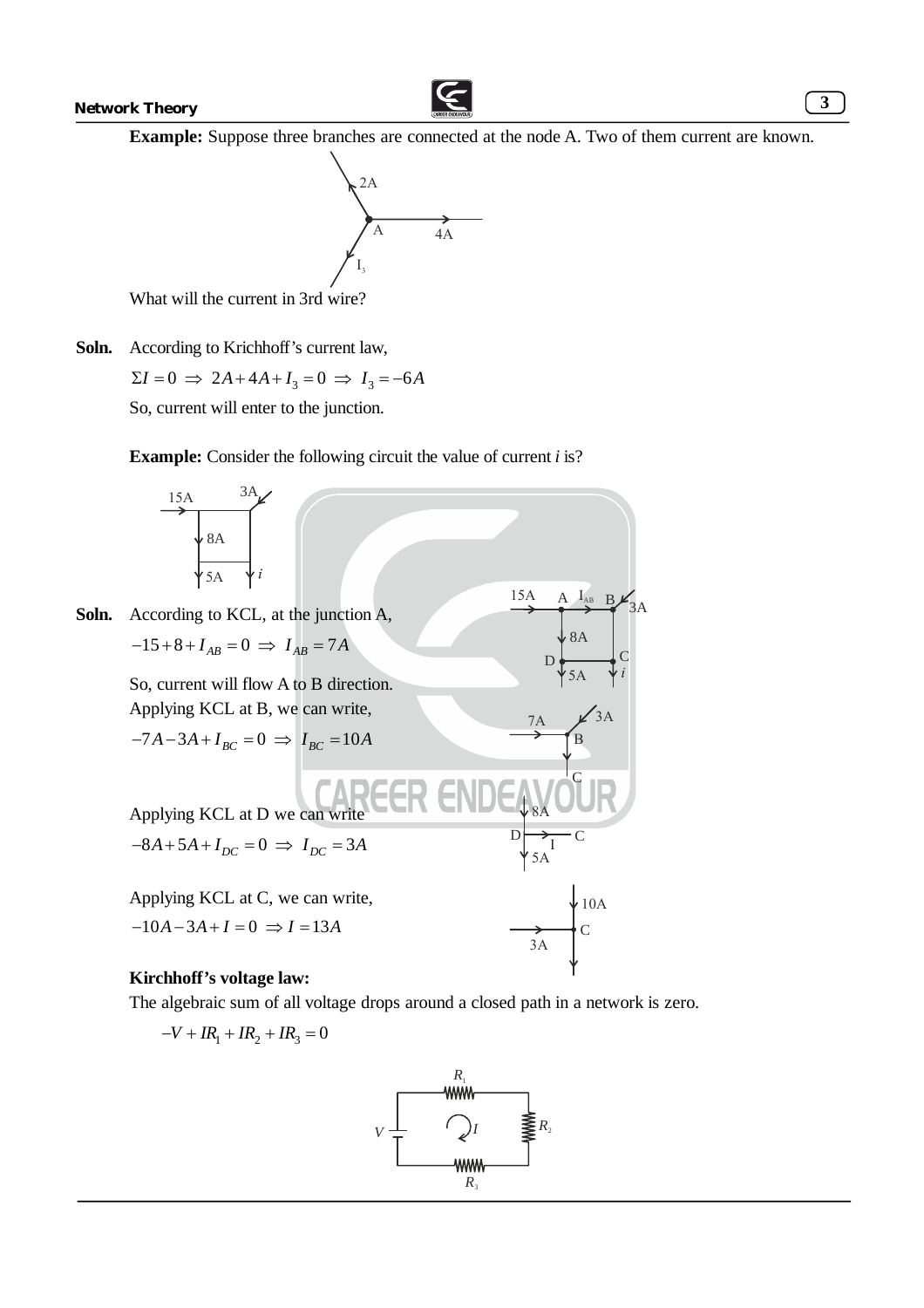**Example:** Suppose three branches are connected at the node A. Two of them current are known.

2A

A

4A

$I_3$

What will the current in 3rd wire?

**Soln.** According to Krichhoff's current law,

$\Sigma I = 0 \Rightarrow 2A + 4A + I_3 = 0 \Rightarrow I_3 = -6A$

So, current will enter to the junction.

**Example:** Consider the following circuit the value of current *i* is?

15A

3A

8A

5A

*i*

**Soln.** According to KCL, at the junction A,

$-15 + 8 + I_{AB} = 0 \Rightarrow I_{AB} = 7A$

So, current will flow A to B direction.

15A A $I_{AB}$ B 3A

8A

D C

5A *i*

Applying KCL at B, we can write,

$-7A - 3A + I_{BC} = 0 \Rightarrow I_{BC} = 10A$

7A 3A

B

C

Applying KCL at D we can write

$-8A + 5A + I_{DC} = 0 \Rightarrow I_{DC} = 3A$

8A

D C

I

5A

Applying KCL at C, we can write,

$-10A - 3A + I = 0 \Rightarrow I = 13A$

10A

C

3A

**Kirchhoff's voltage law:**

The algebraic sum of all voltage drops around a closed path in a network is zero.

$-V + IR_1 + IR_2 + IR_3 = 0$

$R_1$

$V$ $I$ $R_2$

$R_3$